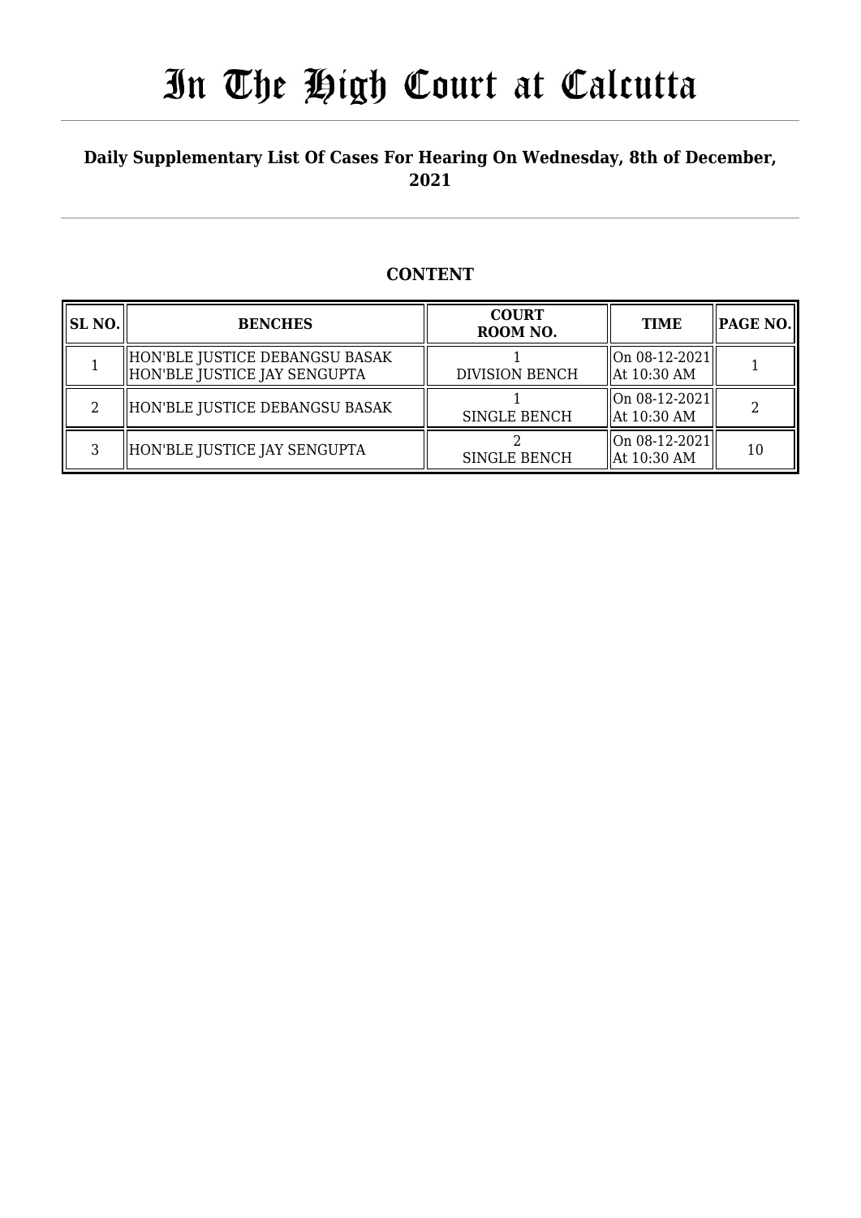# In The High Court at Calcutta

**Daily Supplementary List Of Cases For Hearing On Wednesday, 8th of December, 2021**

## CONTENT

| SL NO. | BENCHES | COURT ROOM NO. | TIME | PAGE NO. |
|---|---|---|---|---|
| 1 | HON'BLE JUSTICE DEBANGSU BASAK<br>HON'BLE JUSTICE JAY SENGUPTA | 1<br>DIVISION BENCH | On 08-12-2021<br>At 10:30 AM | 1 |
| 2 | HON'BLE JUSTICE DEBANGSU BASAK | 1<br>SINGLE BENCH | On 08-12-2021<br>At 10:30 AM | 2 |
| 3 | HON'BLE JUSTICE JAY SENGUPTA | 2<br>SINGLE BENCH | On 08-12-2021<br>At 10:30 AM | 10 |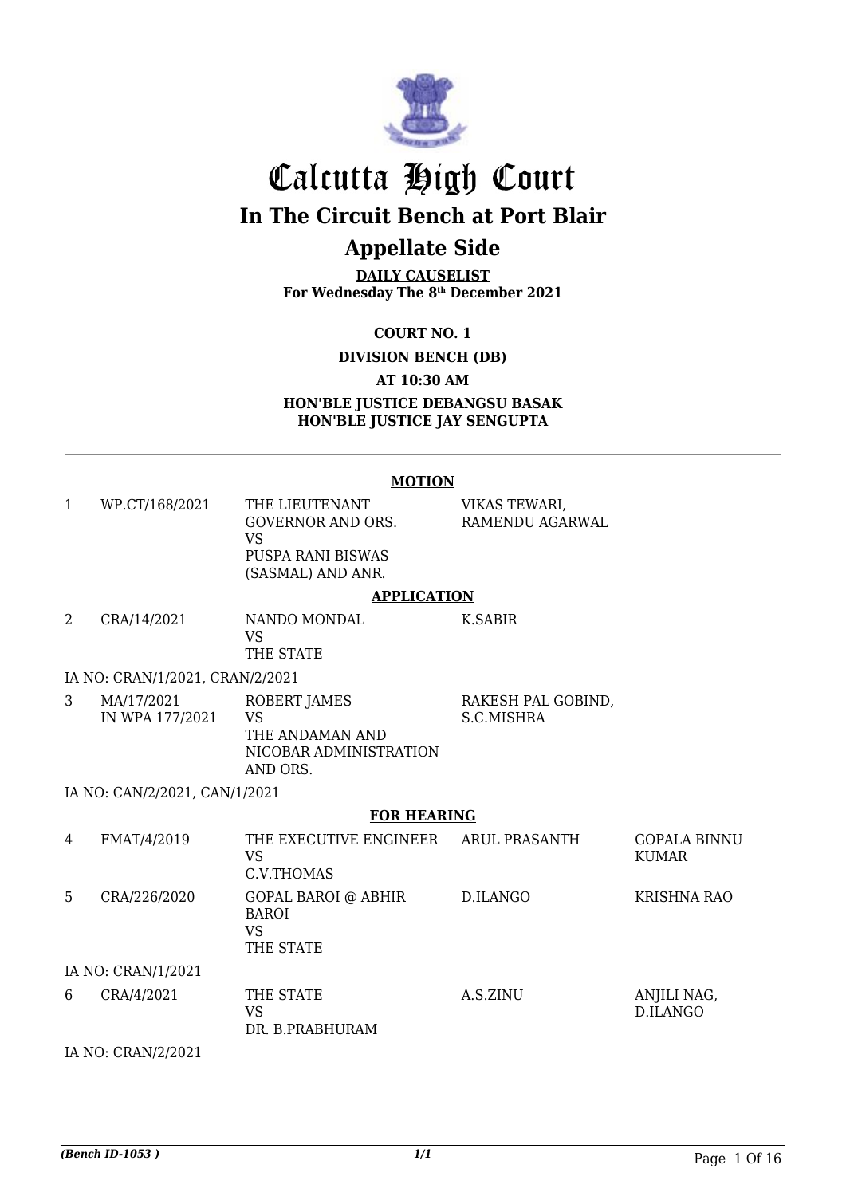# Calcutta High Court

## In The Circuit Bench at Port Blair

## Appellate Side

**DAILY CAUSELIST**
**For Wednesday The 8th December 2021**

**COURT NO. 1**

**DIVISION BENCH (DB)**

**AT 10:30 AM**

**HON'BLE JUSTICE DEBANGSU BASAK**
**HON'BLE JUSTICE JAY SENGUPTA**

---

**MOTION**

| | | | | |
|---|---|---|---|---|
| 1 | WP.CT/168/2021 | THE LIEUTENANT GOVERNOR AND ORS. VS PUSPA RANI BISWAS (SASMAL) AND ANR. | VIKAS TEWARI, RAMENDU AGARWAL | |

**APPLICATION**

| | | | | |
|---|---|---|---|---|
| 2 | CRA/14/2021 | NANDO MONDAL VS THE STATE | K.SABIR | |
| | IA NO: CRAN/1/2021, CRAN/2/2021 | | | |
| 3 | MA/17/2021 IN WPA 177/2021 | ROBERT JAMES VS THE ANDAMAN AND NICOBAR ADMINISTRATION AND ORS. | RAKESH PAL GOBIND, S.C.MISHRA | |
| | IA NO: CAN/2/2021, CAN/1/2021 | | | |

**FOR HEARING**

| | | | | |
|---|---|---|---|---|
| 4 | FMAT/4/2019 | THE EXECUTIVE ENGINEER VS C.V.THOMAS | ARUL PRASANTH | GOPALA BINNU KUMAR |
| 5 | CRA/226/2020 | GOPAL BAROI @ ABHIR BAROI VS THE STATE | D.ILANGO | KRISHNA RAO |
| | IA NO: CRAN/1/2021 | | | |
| 6 | CRA/4/2021 | THE STATE VS DR. B.PRABHURAM | A.S.ZINU | ANJILI NAG, D.ILANGO |
| | IA NO: CRAN/2/2021 | | | |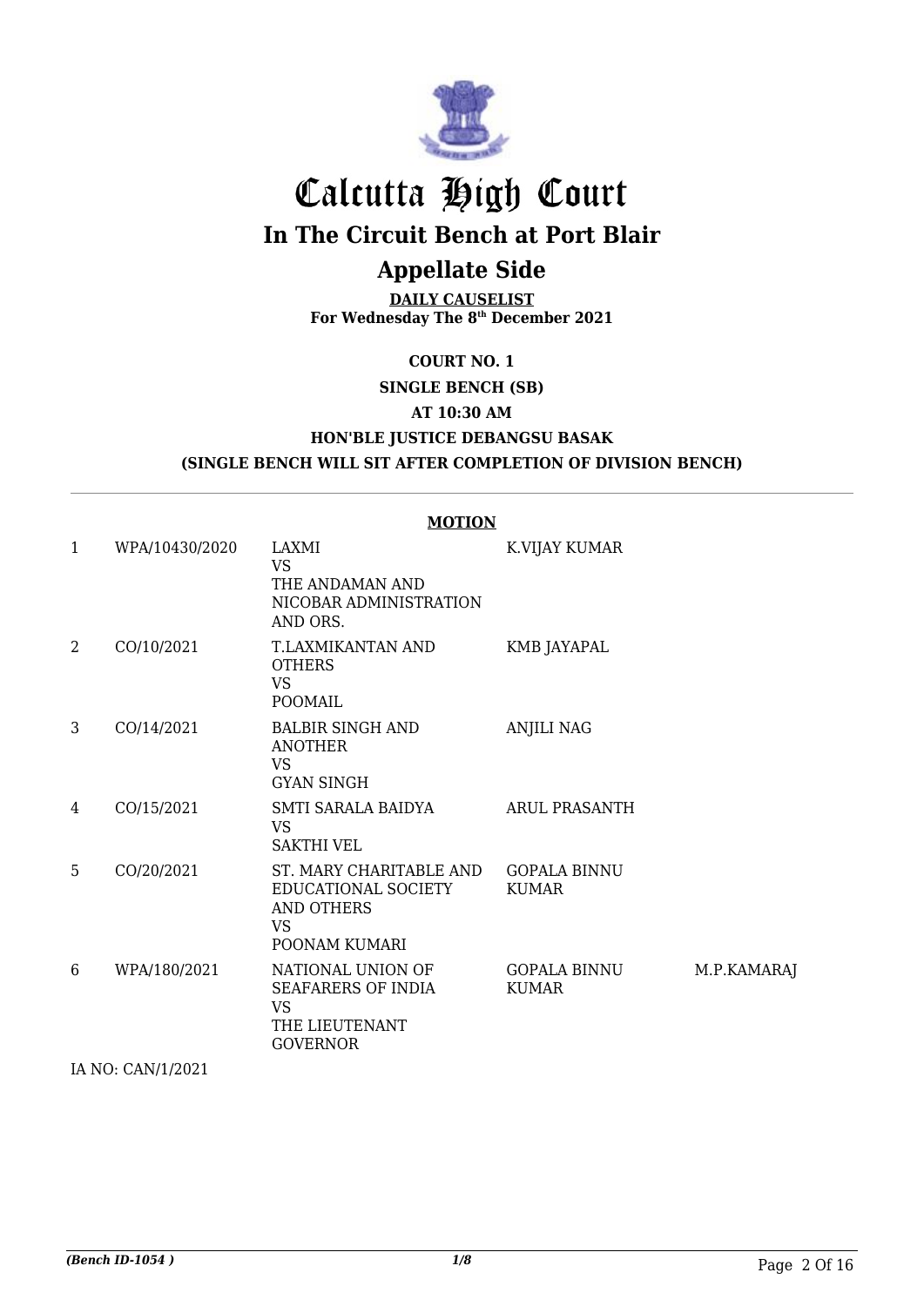# Calcutta High Court

## In The Circuit Bench at Port Blair

## Appellate Side

**DAILY CAUSELIST**
**For Wednesday The 8th December 2021**

**COURT NO. 1**

**SINGLE BENCH (SB)**

**AT 10:30 AM**

**HON'BLE JUSTICE DEBANGSU BASAK**

**(SINGLE BENCH WILL SIT AFTER COMPLETION OF DIVISION BENCH)**

**MOTION**

| | | | | |
|---|---|---|---|---|
| 1 | WPA/10430/2020 | LAXMI<br>VS<br>THE ANDAMAN AND NICOBAR ADMINISTRATION AND ORS. | K.VIJAY KUMAR | |
| 2 | CO/10/2021 | T.LAXMIKANTAN AND OTHERS<br>VS<br>POOMAIL | KMB JAYAPAL | |
| 3 | CO/14/2021 | BALBIR SINGH AND ANOTHER<br>VS<br>GYAN SINGH | ANJILI NAG | |
| 4 | CO/15/2021 | SMTI SARALA BAIDYA<br>VS<br>SAKTHI VEL | ARUL PRASANTH | |
| 5 | CO/20/2021 | ST. MARY CHARITABLE AND EDUCATIONAL SOCIETY AND OTHERS<br>VS<br>POONAM KUMARI | GOPALA BINNU KUMAR | |
| 6 | WPA/180/2021 | NATIONAL UNION OF SEAFARERS OF INDIA<br>VS<br>THE LIEUTENANT GOVERNOR | GOPALA BINNU KUMAR | M.P.KAMARAJ |

IA NO: CAN/1/2021

*(Bench ID-1054 )*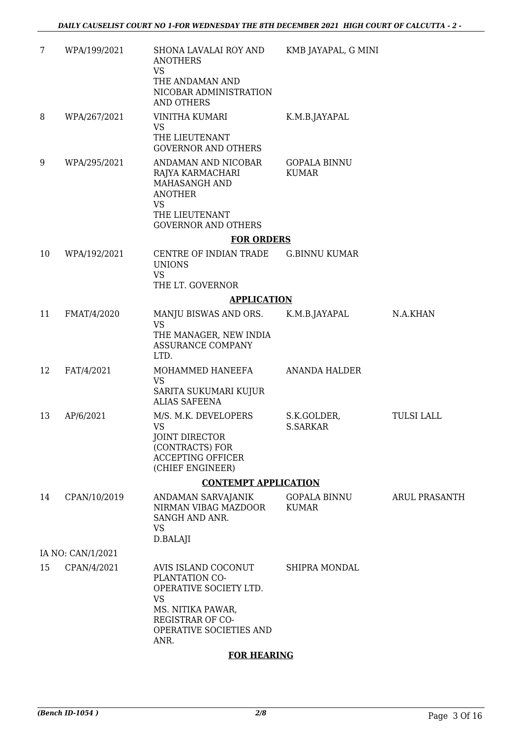| | | | | |
|---|---|---|---|---|
| 7 | WPA/199/2021 | SHONA LAVALAI ROY AND ANOTHERS VS THE ANDAMAN AND NICOBAR ADMINISTRATION AND OTHERS | KMB JAYAPAL, G MINI | |
| 8 | WPA/267/2021 | VINITHA KUMARI VS THE LIEUTENANT GOVERNOR AND OTHERS | K.M.B.JAYAPAL | |
| 9 | WPA/295/2021 | ANDAMAN AND NICOBAR RAJYA KARMACHARI MAHASANGH AND ANOTHER VS THE LIEUTENANT GOVERNOR AND OTHERS | GOPALA BINNU KUMAR | |

**FOR ORDERS**

| | | | | |
|---|---|---|---|---|
| 10 | WPA/192/2021 | CENTRE OF INDIAN TRADE UNIONS VS THE LT. GOVERNOR | G.BINNU KUMAR | |

**APPLICATION**

| | | | | |
|---|---|---|---|---|
| 11 | FMAT/4/2020 | MANJU BISWAS AND ORS. VS THE MANAGER, NEW INDIA ASSURANCE COMPANY LTD. | K.M.B.JAYAPAL | N.A.KHAN |
| 12 | FAT/4/2021 | MOHAMMED HANEEFA VS SARITA SUKUMARI KUJUR ALIAS SAFEENA | ANANDA HALDER | |
| 13 | AP/6/2021 | M/S. M.K. DEVELOPERS VS JOINT DIRECTOR (CONTRACTS) FOR ACCEPTING OFFICER (CHIEF ENGINEER) | S.K.GOLDER, S.SARKAR | TULSI LALL |

**CONTEMPT APPLICATION**

| | | | | |
|---|---|---|---|---|
| 14 | CPAN/10/2019 | ANDAMAN SARVAJANIK NIRMAN VIBAG MAZDOOR SANGH AND ANR. VS D.BALAJI | GOPALA BINNU KUMAR | ARUL PRASANTH |
| | IA NO: CAN/1/2021 | | | |
| 15 | CPAN/4/2021 | AVIS ISLAND COCONUT PLANTATION CO-OPERATIVE SOCIETY LTD. VS MS. NITIKA PAWAR, REGISTRAR OF CO-OPERATIVE SOCIETIES AND ANR. | SHIPRA MONDAL | |

**FOR HEARING**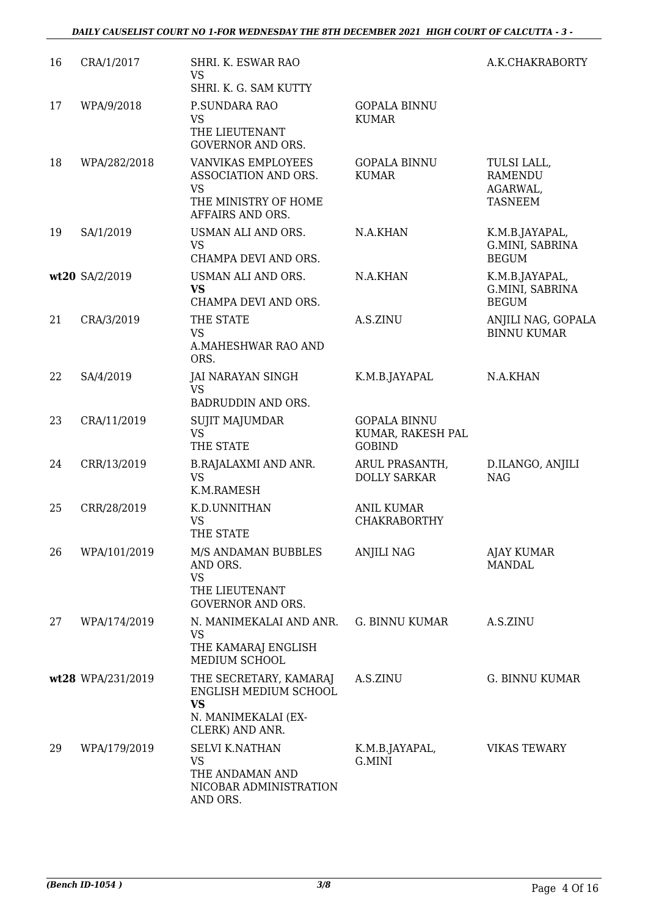| | | | | |
|---|---|---|---|---|
| 16 | CRA/1/2017 | SHRI. K. ESWAR RAO<br>VS<br>SHRI. K. G. SAM KUTTY | | A.K.CHAKRABORTY |
| 17 | WPA/9/2018 | P.SUNDARA RAO<br>VS<br>THE LIEUTENANT GOVERNOR AND ORS. | GOPALA BINNU KUMAR | |
| 18 | WPA/282/2018 | VANVIKAS EMPLOYEES ASSOCIATION AND ORS.<br>VS<br>THE MINISTRY OF HOME AFFAIRS AND ORS. | GOPALA BINNU KUMAR | TULSI LALL, RAMENDU AGARWAL, TASNEEM |
| 19 | SA/1/2019 | USMAN ALI AND ORS.<br>VS<br>CHAMPA DEVI AND ORS. | N.A.KHAN | K.M.B.JAYAPAL, G.MINI, SABRINA BEGUM |
| **wt20** | SA/2/2019 | USMAN ALI AND ORS.<br>**VS**<br>CHAMPA DEVI AND ORS. | N.A.KHAN | K.M.B.JAYAPAL, G.MINI, SABRINA BEGUM |
| 21 | CRA/3/2019 | THE STATE<br>VS<br>A.MAHESHWAR RAO AND ORS. | A.S.ZINU | ANJILI NAG, GOPALA BINNU KUMAR |
| 22 | SA/4/2019 | JAI NARAYAN SINGH<br>VS<br>BADRUDDIN AND ORS. | K.M.B.JAYAPAL | N.A.KHAN |
| 23 | CRA/11/2019 | SUJIT MAJUMDAR<br>VS<br>THE STATE | GOPALA BINNU KUMAR, RAKESH PAL GOBIND | |
| 24 | CRR/13/2019 | B.RAJALAXMI AND ANR.<br>VS<br>K.M.RAMESH | ARUL PRASANTH, DOLLY SARKAR | D.ILANGO, ANJILI NAG |
| 25 | CRR/28/2019 | K.D.UNNITHAN<br>VS<br>THE STATE | ANIL KUMAR CHAKRABORTHY | |
| 26 | WPA/101/2019 | M/S ANDAMAN BUBBLES AND ORS.<br>VS<br>THE LIEUTENANT GOVERNOR AND ORS. | ANJILI NAG | AJAY KUMAR MANDAL |
| 27 | WPA/174/2019 | N. MANIMEKALAI AND ANR.<br>VS<br>THE KAMARAJ ENGLISH MEDIUM SCHOOL | G. BINNU KUMAR | A.S.ZINU |
| **wt28** | WPA/231/2019 | THE SECRETARY, KAMARAJ ENGLISH MEDIUM SCHOOL<br>**VS**<br>N. MANIMEKALAI (EX-CLERK) AND ANR. | A.S.ZINU | G. BINNU KUMAR |
| 29 | WPA/179/2019 | SELVI K.NATHAN<br>VS<br>THE ANDAMAN AND NICOBAR ADMINISTRATION AND ORS. | K.M.B.JAYAPAL, G.MINI | VIKAS TEWARY |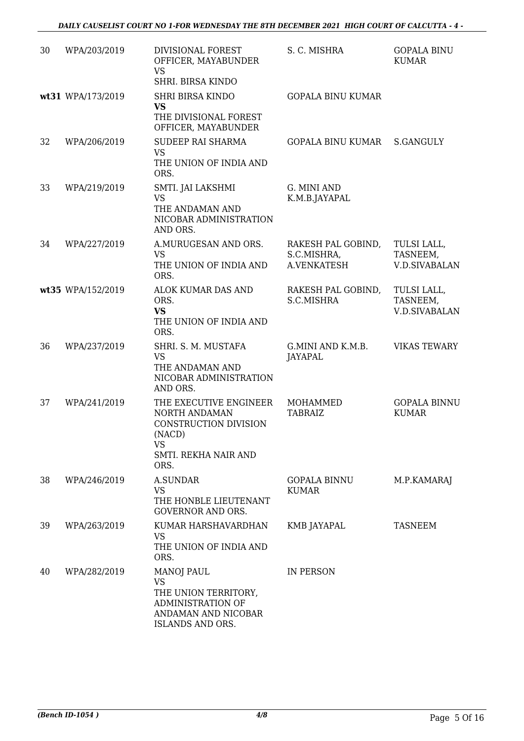| | | | | |
|---|---|---|---|---|
| 30 | WPA/203/2019 | DIVISIONAL FOREST OFFICER, MAYABUNDER VS SHRI. BIRSA KINDO | S. C. MISHRA | GOPALA BINU KUMAR |
| **wt31** | WPA/173/2019 | SHRI BIRSA KINDO **VS** THE DIVISIONAL FOREST OFFICER, MAYABUNDER | GOPALA BINU KUMAR | |
| 32 | WPA/206/2019 | SUDEEP RAI SHARMA VS THE UNION OF INDIA AND ORS. | GOPALA BINU KUMAR | S.GANGULY |
| 33 | WPA/219/2019 | SMTI. JAI LAKSHMI VS THE ANDAMAN AND NICOBAR ADMINISTRATION AND ORS. | G. MINI AND K.M.B.JAYAPAL | |
| 34 | WPA/227/2019 | A.MURUGESAN AND ORS. VS THE UNION OF INDIA AND ORS. | RAKESH PAL GOBIND, S.C.MISHRA, A.VENKATESH | TULSI LALL, TASNEEM, V.D.SIVABALAN |
| **wt35** | WPA/152/2019 | ALOK KUMAR DAS AND ORS. **VS** THE UNION OF INDIA AND ORS. | RAKESH PAL GOBIND, S.C.MISHRA | TULSI LALL, TASNEEM, V.D.SIVABALAN |
| 36 | WPA/237/2019 | SHRI. S. M. MUSTAFA VS THE ANDAMAN AND NICOBAR ADMINISTRATION AND ORS. | G.MINI AND K.M.B. JAYAPAL | VIKAS TEWARY |
| 37 | WPA/241/2019 | THE EXECUTIVE ENGINEER NORTH ANDAMAN CONSTRUCTION DIVISION (NACD) VS SMTI. REKHA NAIR AND ORS. | MOHAMMED TABRAIZ | GOPALA BINNU KUMAR |
| 38 | WPA/246/2019 | A.SUNDAR VS THE HONBLE LIEUTENANT GOVERNOR AND ORS. | GOPALA BINNU KUMAR | M.P.KAMARAJ |
| 39 | WPA/263/2019 | KUMAR HARSHAVARDHAN VS THE UNION OF INDIA AND ORS. | KMB JAYAPAL | TASNEEM |
| 40 | WPA/282/2019 | MANOJ PAUL VS THE UNION TERRITORY, ADMINISTRATION OF ANDAMAN AND NICOBAR ISLANDS AND ORS. | IN PERSON | |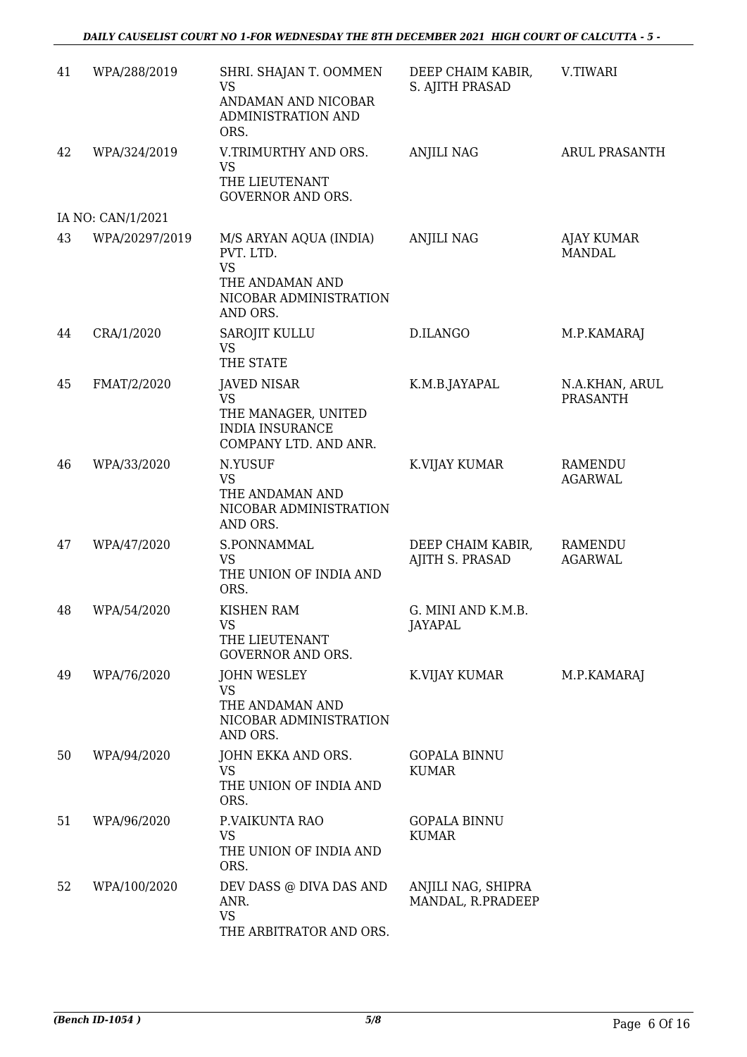| | | | | |
|---|---|---|---|---|
| 41 | WPA/288/2019 | SHRI. SHAJAN T. OOMMEN VS ANDAMAN AND NICOBAR ADMINISTRATION AND ORS. | DEEP CHAIM KABIR, S. AJITH PRASAD | V.TIWARI |
| 42 | WPA/324/2019 | V.TRIMURTHY AND ORS. VS THE LIEUTENANT GOVERNOR AND ORS. | ANJILI NAG | ARUL PRASANTH |
| | IA NO: CAN/1/2021 | | | |
| 43 | WPA/20297/2019 | M/S ARYAN AQUA (INDIA) PVT. LTD. VS THE ANDAMAN AND NICOBAR ADMINISTRATION AND ORS. | ANJILI NAG | AJAY KUMAR MANDAL |
| 44 | CRA/1/2020 | SAROJIT KULLU VS THE STATE | D.ILANGO | M.P.KAMARAJ |
| 45 | FMAT/2/2020 | JAVED NISAR VS THE MANAGER, UNITED INDIA INSURANCE COMPANY LTD. AND ANR. | K.M.B.JAYAPAL | N.A.KHAN, ARUL PRASANTH |
| 46 | WPA/33/2020 | N.YUSUF VS THE ANDAMAN AND NICOBAR ADMINISTRATION AND ORS. | K.VIJAY KUMAR | RAMENDU AGARWAL |
| 47 | WPA/47/2020 | S.PONNAMMAL VS THE UNION OF INDIA AND ORS. | DEEP CHAIM KABIR, AJITH S. PRASAD | RAMENDU AGARWAL |
| 48 | WPA/54/2020 | KISHEN RAM VS THE LIEUTENANT GOVERNOR AND ORS. | G. MINI AND K.M.B. JAYAPAL | |
| 49 | WPA/76/2020 | JOHN WESLEY VS THE ANDAMAN AND NICOBAR ADMINISTRATION AND ORS. | K.VIJAY KUMAR | M.P.KAMARAJ |
| 50 | WPA/94/2020 | JOHN EKKA AND ORS. VS THE UNION OF INDIA AND ORS. | GOPALA BINNU KUMAR | |
| 51 | WPA/96/2020 | P.VAIKUNTA RAO VS THE UNION OF INDIA AND ORS. | GOPALA BINNU KUMAR | |
| 52 | WPA/100/2020 | DEV DASS @ DIVA DAS AND ANR. VS THE ARBITRATOR AND ORS. | ANJILI NAG, SHIPRA MANDAL, R.PRADEEP | |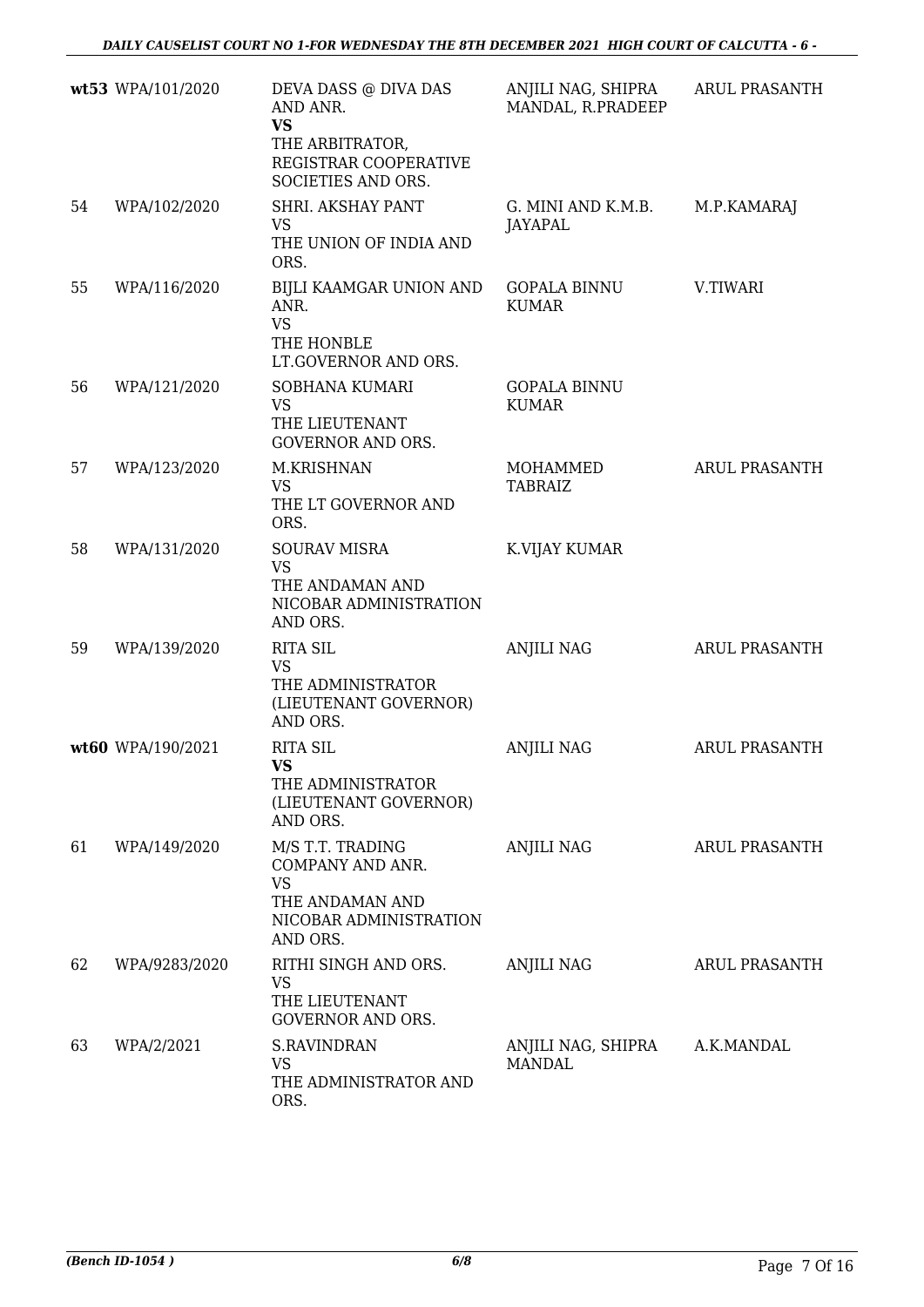| | | | | |
|---|---|---|---|---|
| wt53 | WPA/101/2020 | DEVA DASS @ DIVA DAS AND ANR.<br>**VS**<br>THE ARBITRATOR, REGISTRAR COOPERATIVE SOCIETIES AND ORS. | ANJILI NAG, SHIPRA MANDAL, R.PRADEEP | ARUL PRASANTH |
| 54 | WPA/102/2020 | SHRI. AKSHAY PANT<br>VS<br>THE UNION OF INDIA AND ORS. | G. MINI AND K.M.B. JAYAPAL | M.P.KAMARAJ |
| 55 | WPA/116/2020 | BIJLI KAAMGAR UNION AND ANR.<br>VS<br>THE HONBLE LT.GOVERNOR AND ORS. | GOPALA BINNU KUMAR | V.TIWARI |
| 56 | WPA/121/2020 | SOBHANA KUMARI<br>VS<br>THE LIEUTENANT GOVERNOR AND ORS. | GOPALA BINNU KUMAR | |
| 57 | WPA/123/2020 | M.KRISHNAN<br>VS<br>THE LT GOVERNOR AND ORS. | MOHAMMED TABRAIZ | ARUL PRASANTH |
| 58 | WPA/131/2020 | SOURAV MISRA<br>VS<br>THE ANDAMAN AND NICOBAR ADMINISTRATION AND ORS. | K.VIJAY KUMAR | |
| 59 | WPA/139/2020 | RITA SIL<br>VS<br>THE ADMINISTRATOR (LIEUTENANT GOVERNOR) AND ORS. | ANJILI NAG | ARUL PRASANTH |
| wt60 | WPA/190/2021 | RITA SIL<br>**VS**<br>THE ADMINISTRATOR (LIEUTENANT GOVERNOR) AND ORS. | ANJILI NAG | ARUL PRASANTH |
| 61 | WPA/149/2020 | M/S T.T. TRADING COMPANY AND ANR.<br>VS<br>THE ANDAMAN AND NICOBAR ADMINISTRATION AND ORS. | ANJILI NAG | ARUL PRASANTH |
| 62 | WPA/9283/2020 | RITHI SINGH AND ORS.<br>VS<br>THE LIEUTENANT GOVERNOR AND ORS. | ANJILI NAG | ARUL PRASANTH |
| 63 | WPA/2/2021 | S.RAVINDRAN<br>VS<br>THE ADMINISTRATOR AND ORS. | ANJILI NAG, SHIPRA MANDAL | A.K.MANDAL |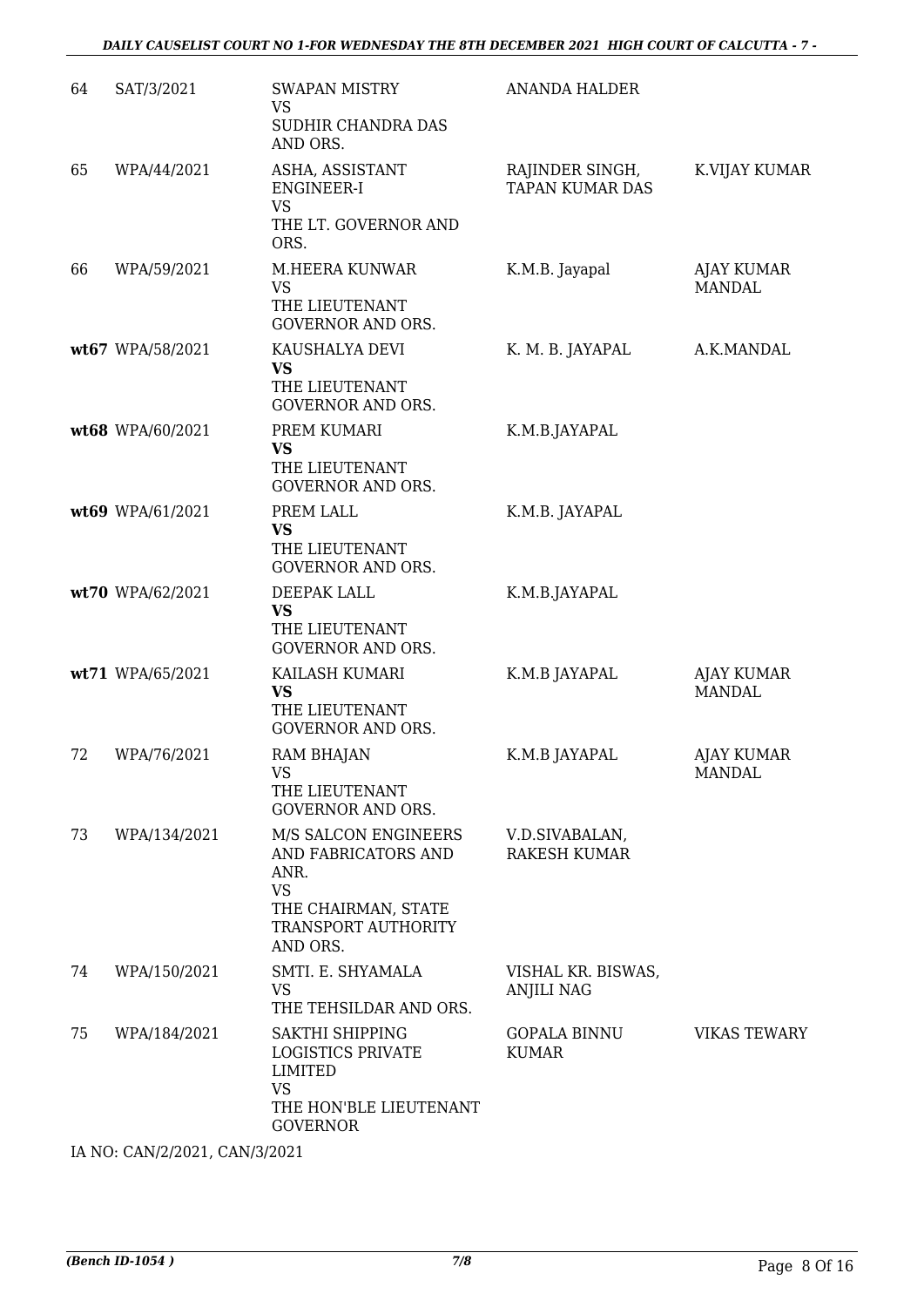| | | | | |
|---|---|---|---|---|
| 64 | SAT/3/2021 | SWAPAN MISTRY<br>VS<br>SUDHIR CHANDRA DAS AND ORS. | ANANDA HALDER | |
| 65 | WPA/44/2021 | ASHA, ASSISTANT ENGINEER-I<br>VS<br>THE LT. GOVERNOR AND ORS. | RAJINDER SINGH, TAPAN KUMAR DAS | K.VIJAY KUMAR |
| 66 | WPA/59/2021 | M.HEERA KUNWAR<br>VS<br>THE LIEUTENANT GOVERNOR AND ORS. | K.M.B. Jayapal | AJAY KUMAR MANDAL |
| **wt67** | WPA/58/2021 | KAUSHALYA DEVI<br>**VS**<br>THE LIEUTENANT GOVERNOR AND ORS. | K. M. B. JAYAPAL | A.K.MANDAL |
| **wt68** | WPA/60/2021 | PREM KUMARI<br>**VS**<br>THE LIEUTENANT GOVERNOR AND ORS. | K.M.B.JAYAPAL | |
| **wt69** | WPA/61/2021 | PREM LALL<br>**VS**<br>THE LIEUTENANT GOVERNOR AND ORS. | K.M.B. JAYAPAL | |
| **wt70** | WPA/62/2021 | DEEPAK LALL<br>**VS**<br>THE LIEUTENANT GOVERNOR AND ORS. | K.M.B.JAYAPAL | |
| **wt71** | WPA/65/2021 | KAILASH KUMARI<br>**VS**<br>THE LIEUTENANT GOVERNOR AND ORS. | K.M.B JAYAPAL | AJAY KUMAR MANDAL |
| 72 | WPA/76/2021 | RAM BHAJAN<br>VS<br>THE LIEUTENANT GOVERNOR AND ORS. | K.M.B JAYAPAL | AJAY KUMAR MANDAL |
| 73 | WPA/134/2021 | M/S SALCON ENGINEERS AND FABRICATORS AND ANR.<br>VS<br>THE CHAIRMAN, STATE TRANSPORT AUTHORITY AND ORS. | V.D.SIVABALAN, RAKESH KUMAR | |
| 74 | WPA/150/2021 | SMTI. E. SHYAMALA<br>VS<br>THE TEHSILDAR AND ORS. | VISHAL KR. BISWAS, ANJILI NAG | |
| 75 | WPA/184/2021 | SAKTHI SHIPPING LOGISTICS PRIVATE LIMITED<br>VS<br>THE HON'BLE LIEUTENANT GOVERNOR | GOPALA BINNU KUMAR | VIKAS TEWARY |

IA NO: CAN/2/2021, CAN/3/2021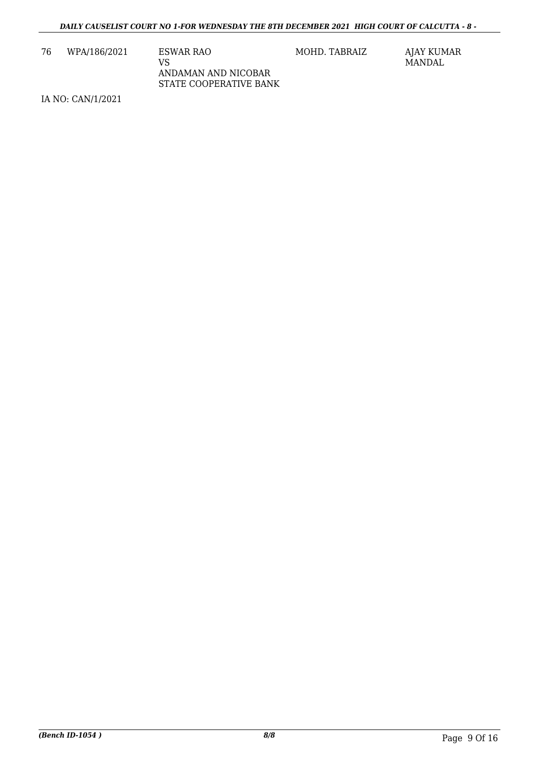| 76 | WPA/186/2021 | ESWAR RAO<br>VS<br>ANDAMAN AND NICOBAR<br>STATE COOPERATIVE BANK | MOHD. TABRAIZ | AJAY KUMAR<br>MANDAL |
|---|---|---|---|---|

IA NO: CAN/1/2021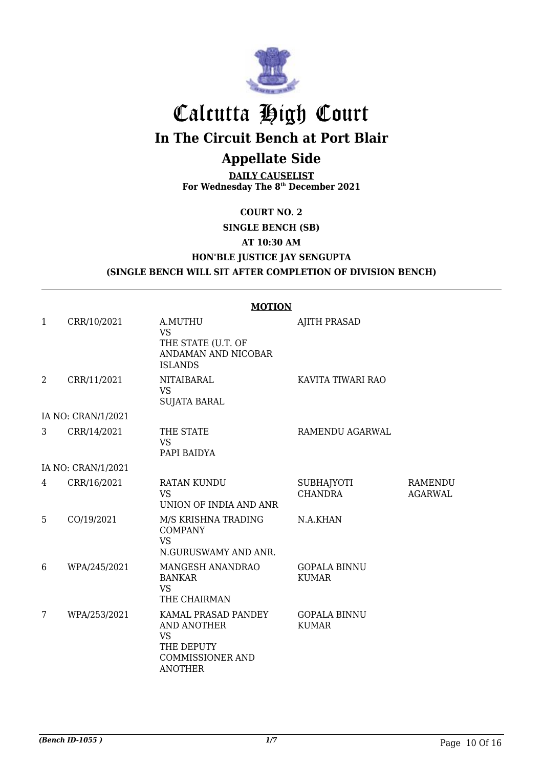# Calcutta High Court

## In The Circuit Bench at Port Blair

## Appellate Side

**DAILY CAUSELIST**
**For Wednesday The 8th December 2021**

**COURT NO. 2**

**SINGLE BENCH (SB)**

**AT 10:30 AM**

**HON'BLE JUSTICE JAY SENGUPTA**

**(SINGLE BENCH WILL SIT AFTER COMPLETION OF DIVISION BENCH)**

**MOTION**

| | | | | |
|---|---|---|---|---|
| 1 | CRR/10/2021 | A.MUTHU VS THE STATE (U.T. OF ANDAMAN AND NICOBAR ISLANDS | AJITH PRASAD | |
| 2 | CRR/11/2021 | NITAIBARAL VS SUJATA BARAL | KAVITA TIWARI RAO | |
| IA NO: CRAN/1/2021 | | | | |
| 3 | CRR/14/2021 | THE STATE VS PAPI BAIDYA | RAMENDU AGARWAL | |
| IA NO: CRAN/1/2021 | | | | |
| 4 | CRR/16/2021 | RATAN KUNDU VS UNION OF INDIA AND ANR | SUBHAJYOTI CHANDRA | RAMENDU AGARWAL |
| 5 | CO/19/2021 | M/S KRISHNA TRADING COMPANY VS N.GURUSWAMY AND ANR. | N.A.KHAN | |
| 6 | WPA/245/2021 | MANGESH ANANDRAO BANKAR VS THE CHAIRMAN | GOPALA BINNU KUMAR | |
| 7 | WPA/253/2021 | KAMAL PRASAD PANDEY AND ANOTHER VS THE DEPUTY COMMISSIONER AND ANOTHER | GOPALA BINNU KUMAR | |

*(Bench ID-1055 )* 1/7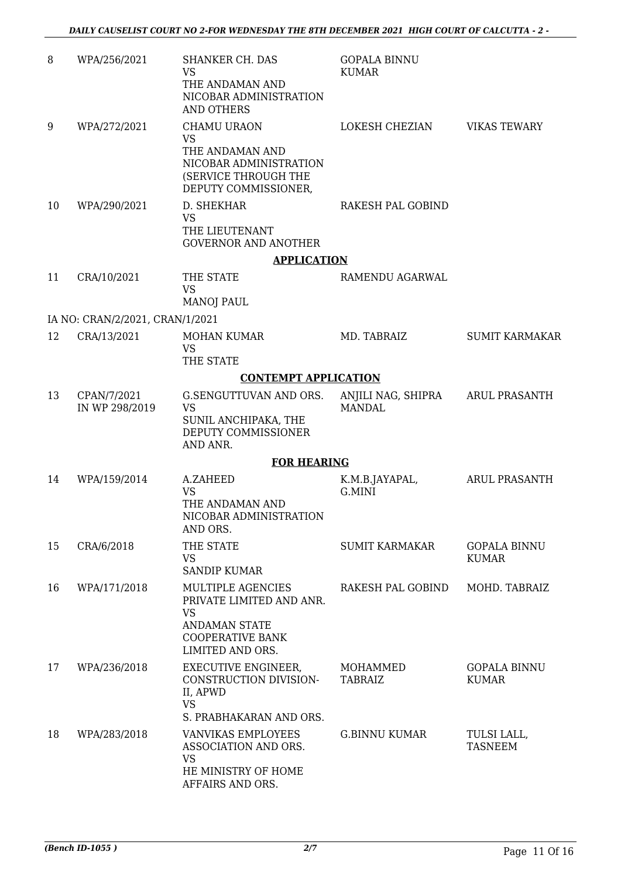| 8 | WPA/256/2021 | SHANKER CH. DAS VS THE ANDAMAN AND NICOBAR ADMINISTRATION AND OTHERS | GOPALA BINNU KUMAR | |
|---|---|---|---|---|
| 9 | WPA/272/2021 | CHAMU URAON VS THE ANDAMAN AND NICOBAR ADMINISTRATION (SERVICE THROUGH THE DEPUTY COMMISSIONER, | LOKESH CHEZIAN | VIKAS TEWARY |
| 10 | WPA/290/2021 | D. SHEKHAR VS THE LIEUTENANT GOVERNOR AND ANOTHER | RAKESH PAL GOBIND | |

**APPLICATION**

| 11 | CRA/10/2021 | THE STATE VS MANOJ PAUL | RAMENDU AGARWAL | |
|---|---|---|---|---|
| | IA NO: CRAN/2/2021, CRAN/1/2021 | | | |
| 12 | CRA/13/2021 | MOHAN KUMAR VS THE STATE | MD. TABRAIZ | SUMIT KARMAKAR |

**CONTEMPT APPLICATION**

| 13 | CPAN/7/2021 IN WP 298/2019 | G.SENGUTTUVAN AND ORS. VS SUNIL ANCHIPAKA, THE DEPUTY COMMISSIONER AND ANR. | ANJILI NAG, SHIPRA MANDAL | ARUL PRASANTH |
|---|---|---|---|---|

**FOR HEARING**

| 14 | WPA/159/2014 | A.ZAHEED VS THE ANDAMAN AND NICOBAR ADMINISTRATION AND ORS. | K.M.B.JAYAPAL, G.MINI | ARUL PRASANTH |
|---|---|---|---|---|
| 15 | CRA/6/2018 | THE STATE VS SANDIP KUMAR | SUMIT KARMAKAR | GOPALA BINNU KUMAR |
| 16 | WPA/171/2018 | MULTIPLE AGENCIES PRIVATE LIMITED AND ANR. VS ANDAMAN STATE COOPERATIVE BANK LIMITED AND ORS. | RAKESH PAL GOBIND | MOHD. TABRAIZ |
| 17 | WPA/236/2018 | EXECUTIVE ENGINEER, CONSTRUCTION DIVISION-II, APWD VS S. PRABHAKARAN AND ORS. | MOHAMMED TABRAIZ | GOPALA BINNU KUMAR |
| 18 | WPA/283/2018 | VANVIKAS EMPLOYEES ASSOCIATION AND ORS. VS HE MINISTRY OF HOME AFFAIRS AND ORS. | G.BINNU KUMAR | TULSI LALL, TASNEEM |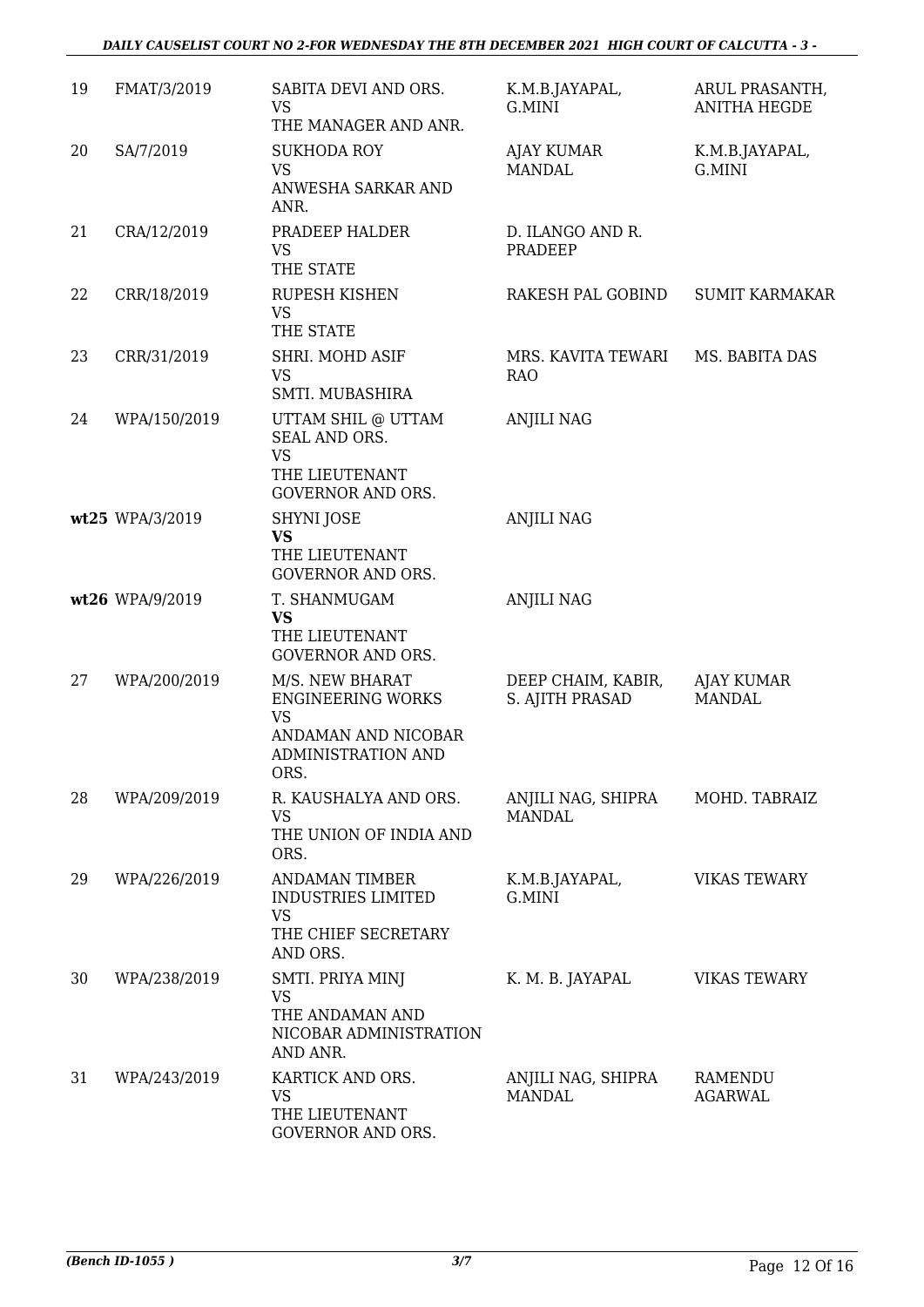| 19 | FMAT/3/2019 | SABITA DEVI AND ORS.<br>VS<br>THE MANAGER AND ANR. | K.M.B.JAYAPAL, G.MINI | ARUL PRASANTH, ANITHA HEGDE |
|---|---|---|---|---|
| 20 | SA/7/2019 | SUKHODA ROY<br>VS<br>ANWESHA SARKAR AND ANR. | AJAY KUMAR MANDAL | K.M.B.JAYAPAL, G.MINI |
| 21 | CRA/12/2019 | PRADEEP HALDER<br>VS<br>THE STATE | D. ILANGO AND R. PRADEEP | |
| 22 | CRR/18/2019 | RUPESH KISHEN<br>VS<br>THE STATE | RAKESH PAL GOBIND | SUMIT KARMAKAR |
| 23 | CRR/31/2019 | SHRI. MOHD ASIF<br>VS<br>SMTI. MUBASHIRA | MRS. KAVITA TEWARI RAO | MS. BABITA DAS |
| 24 | WPA/150/2019 | UTTAM SHIL @ UTTAM SEAL AND ORS.<br>VS<br>THE LIEUTENANT GOVERNOR AND ORS. | ANJILI NAG | |
| **wt25** | WPA/3/2019 | SHYNI JOSE<br>**VS**<br>THE LIEUTENANT GOVERNOR AND ORS. | ANJILI NAG | |
| **wt26** | WPA/9/2019 | T. SHANMUGAM<br>**VS**<br>THE LIEUTENANT GOVERNOR AND ORS. | ANJILI NAG | |
| 27 | WPA/200/2019 | M/S. NEW BHARAT ENGINEERING WORKS<br>VS<br>ANDAMAN AND NICOBAR ADMINISTRATION AND ORS. | DEEP CHAIM, KABIR, S. AJITH PRASAD | AJAY KUMAR MANDAL |
| 28 | WPA/209/2019 | R. KAUSHALYA AND ORS.<br>VS<br>THE UNION OF INDIA AND ORS. | ANJILI NAG, SHIPRA MANDAL | MOHD. TABRAIZ |
| 29 | WPA/226/2019 | ANDAMAN TIMBER INDUSTRIES LIMITED<br>VS<br>THE CHIEF SECRETARY AND ORS. | K.M.B.JAYAPAL, G.MINI | VIKAS TEWARY |
| 30 | WPA/238/2019 | SMTI. PRIYA MINJ<br>VS<br>THE ANDAMAN AND NICOBAR ADMINISTRATION AND ANR. | K. M. B. JAYAPAL | VIKAS TEWARY |
| 31 | WPA/243/2019 | KARTICK AND ORS.<br>VS<br>THE LIEUTENANT GOVERNOR AND ORS. | ANJILI NAG, SHIPRA MANDAL | RAMENDU AGARWAL |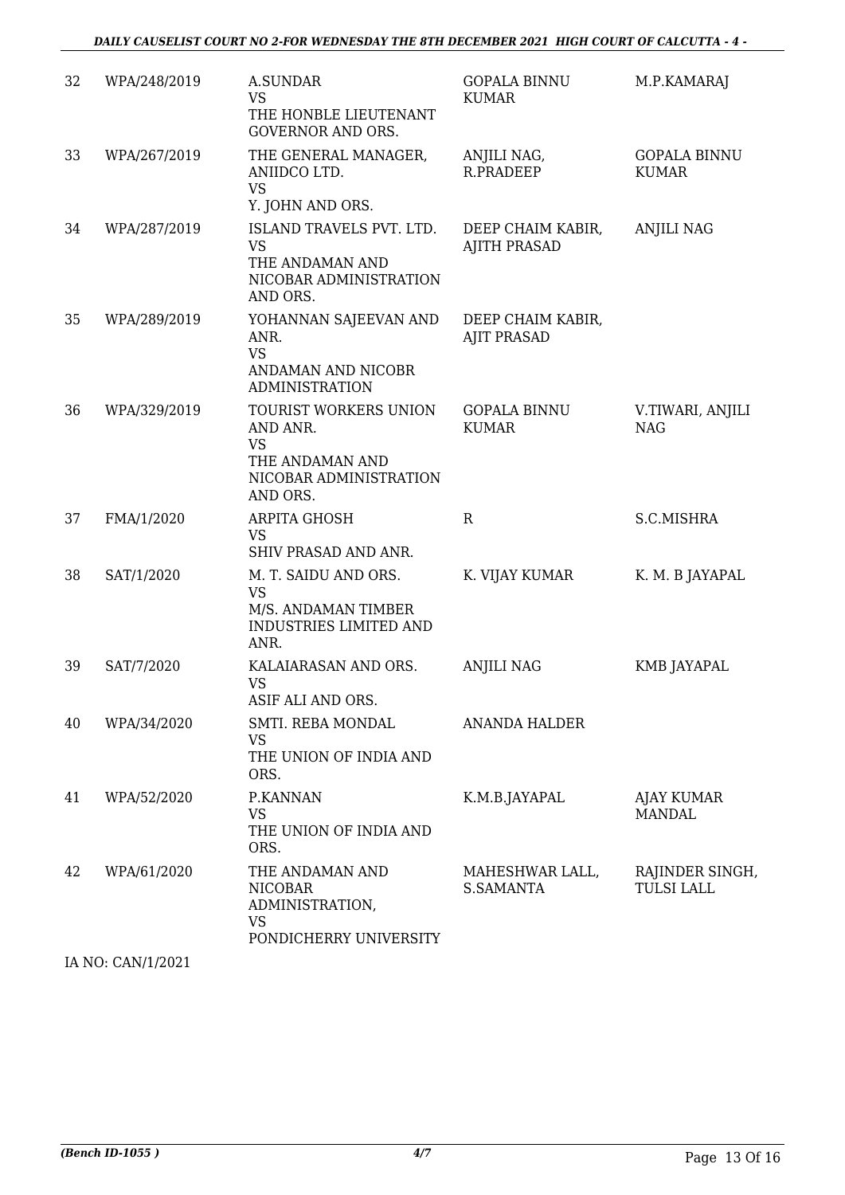| 32 | WPA/248/2019 | A.SUNDAR<br>VS<br>THE HONBLE LIEUTENANT GOVERNOR AND ORS. | GOPALA BINNU KUMAR | M.P.KAMARAJ |
|---|---|---|---|---|
| 33 | WPA/267/2019 | THE GENERAL MANAGER, ANIIDCO LTD.<br>VS<br>Y. JOHN AND ORS. | ANJILI NAG, R.PRADEEP | GOPALA BINNU KUMAR |
| 34 | WPA/287/2019 | ISLAND TRAVELS PVT. LTD.<br>VS<br>THE ANDAMAN AND NICOBAR ADMINISTRATION AND ORS. | DEEP CHAIM KABIR, AJITH PRASAD | ANJILI NAG |
| 35 | WPA/289/2019 | YOHANNAN SAJEEVAN AND ANR.<br>VS<br>ANDAMAN AND NICOBR ADMINISTRATION | DEEP CHAIM KABIR, AJIT PRASAD | |
| 36 | WPA/329/2019 | TOURIST WORKERS UNION AND ANR.<br>VS<br>THE ANDAMAN AND NICOBAR ADMINISTRATION AND ORS. | GOPALA BINNU KUMAR | V.TIWARI, ANJILI NAG |
| 37 | FMA/1/2020 | ARPITA GHOSH<br>VS<br>SHIV PRASAD AND ANR. | R | S.C.MISHRA |
| 38 | SAT/1/2020 | M. T. SAIDU AND ORS.<br>VS<br>M/S. ANDAMAN TIMBER INDUSTRIES LIMITED AND ANR. | K. VIJAY KUMAR | K. M. B JAYAPAL |
| 39 | SAT/7/2020 | KALAIARASAN AND ORS.<br>VS<br>ASIF ALI AND ORS. | ANJILI NAG | KMB JAYAPAL |
| 40 | WPA/34/2020 | SMTI. REBA MONDAL<br>VS<br>THE UNION OF INDIA AND ORS. | ANANDA HALDER | |
| 41 | WPA/52/2020 | P.KANNAN<br>VS<br>THE UNION OF INDIA AND ORS. | K.M.B.JAYAPAL | AJAY KUMAR MANDAL |
| 42 | WPA/61/2020 | THE ANDAMAN AND NICOBAR ADMINISTRATION,<br>VS<br>PONDICHERRY UNIVERSITY | MAHESHWAR LALL, S.SAMANTA | RAJINDER SINGH, TULSI LALL |

IA NO: CAN/1/2021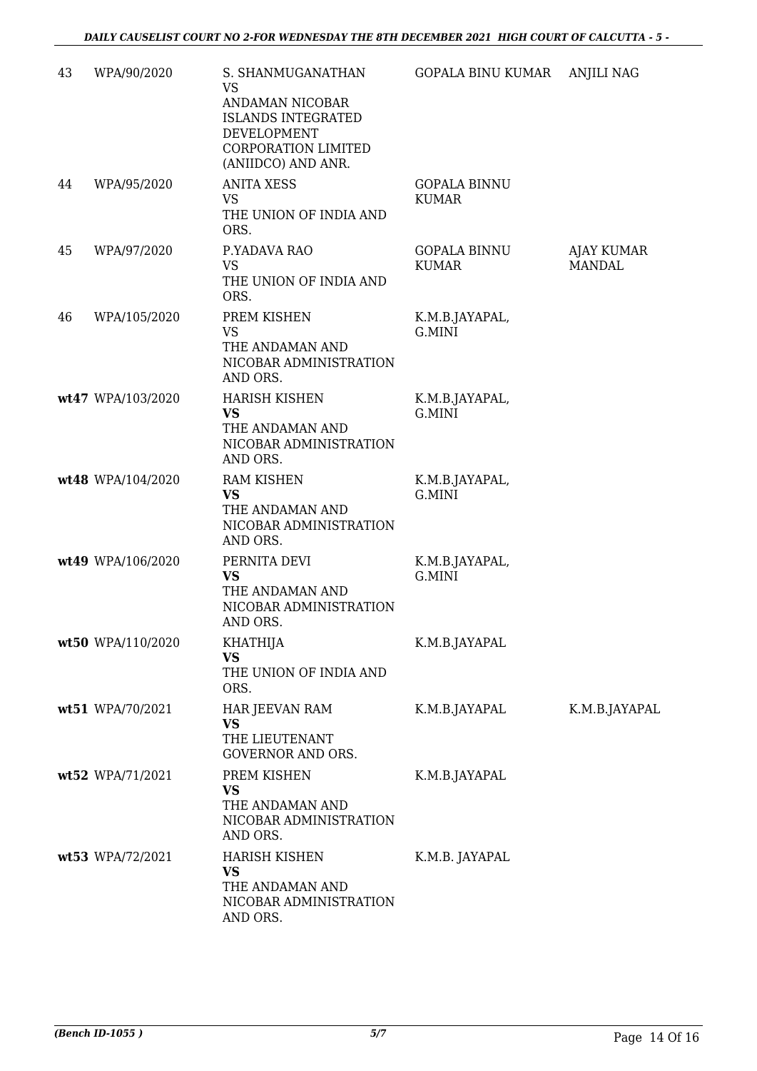| 43 | WPA/90/2020 | S. SHANMUGANATHAN<br>VS<br>ANDAMAN NICOBAR ISLANDS INTEGRATED DEVELOPMENT CORPORATION LIMITED (ANIIDCO) AND ANR. | GOPALA BINU KUMAR | ANJILI NAG |
|---|---|---|---|---|
| 44 | WPA/95/2020 | ANITA XESS<br>VS<br>THE UNION OF INDIA AND ORS. | GOPALA BINNU KUMAR | |
| 45 | WPA/97/2020 | P.YADAVA RAO<br>VS<br>THE UNION OF INDIA AND ORS. | GOPALA BINNU KUMAR | AJAY KUMAR MANDAL |
| 46 | WPA/105/2020 | PREM KISHEN<br>VS<br>THE ANDAMAN AND NICOBAR ADMINISTRATION AND ORS. | K.M.B.JAYAPAL, G.MINI | |
| **wt47** | WPA/103/2020 | HARISH KISHEN<br>**VS**<br>THE ANDAMAN AND NICOBAR ADMINISTRATION AND ORS. | K.M.B.JAYAPAL, G.MINI | |
| **wt48** | WPA/104/2020 | RAM KISHEN<br>**VS**<br>THE ANDAMAN AND NICOBAR ADMINISTRATION AND ORS. | K.M.B.JAYAPAL, G.MINI | |
| **wt49** | WPA/106/2020 | PERNITA DEVI<br>**VS**<br>THE ANDAMAN AND NICOBAR ADMINISTRATION AND ORS. | K.M.B.JAYAPAL, G.MINI | |
| **wt50** | WPA/110/2020 | KHATHIJA<br>**VS**<br>THE UNION OF INDIA AND ORS. | K.M.B.JAYAPAL | |
| **wt51** | WPA/70/2021 | HAR JEEVAN RAM<br>**VS**<br>THE LIEUTENANT GOVERNOR AND ORS. | K.M.B.JAYAPAL | K.M.B.JAYAPAL |
| **wt52** | WPA/71/2021 | PREM KISHEN<br>**VS**<br>THE ANDAMAN AND NICOBAR ADMINISTRATION AND ORS. | K.M.B.JAYAPAL | |
| **wt53** | WPA/72/2021 | HARISH KISHEN<br>**VS**<br>THE ANDAMAN AND NICOBAR ADMINISTRATION AND ORS. | K.M.B. JAYAPAL | |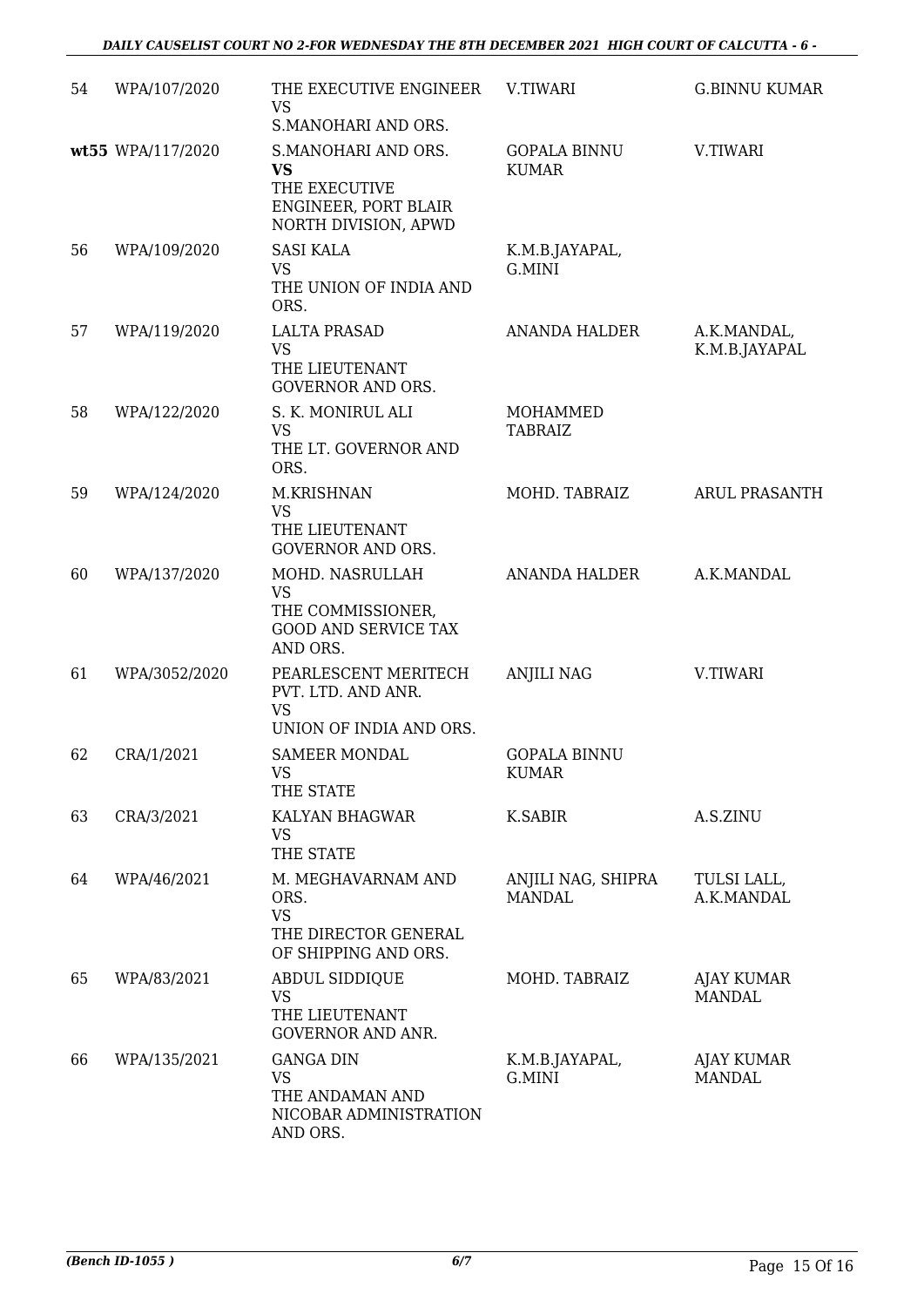| | | | | |
|---|---|---|---|---|
| 54 | WPA/107/2020 | THE EXECUTIVE ENGINEER<br>VS<br>S.MANOHARI AND ORS. | V.TIWARI | G.BINNU KUMAR |
| **wt55** | WPA/117/2020 | S.MANOHARI AND ORS.<br>**VS**<br>THE EXECUTIVE ENGINEER, PORT BLAIR NORTH DIVISION, APWD | GOPALA BINNU KUMAR | V.TIWARI |
| 56 | WPA/109/2020 | SASI KALA<br>VS<br>THE UNION OF INDIA AND ORS. | K.M.B.JAYAPAL, G.MINI | |
| 57 | WPA/119/2020 | LALTA PRASAD<br>VS<br>THE LIEUTENANT GOVERNOR AND ORS. | ANANDA HALDER | A.K.MANDAL, K.M.B.JAYAPAL |
| 58 | WPA/122/2020 | S. K. MONIRUL ALI<br>VS<br>THE LT. GOVERNOR AND ORS. | MOHAMMED TABRAIZ | |
| 59 | WPA/124/2020 | M.KRISHNAN<br>VS<br>THE LIEUTENANT GOVERNOR AND ORS. | MOHD. TABRAIZ | ARUL PRASANTH |
| 60 | WPA/137/2020 | MOHD. NASRULLAH<br>VS<br>THE COMMISSIONER, GOOD AND SERVICE TAX AND ORS. | ANANDA HALDER | A.K.MANDAL |
| 61 | WPA/3052/2020 | PEARLESCENT MERITECH PVT. LTD. AND ANR.<br>VS<br>UNION OF INDIA AND ORS. | ANJILI NAG | V.TIWARI |
| 62 | CRA/1/2021 | SAMEER MONDAL<br>VS<br>THE STATE | GOPALA BINNU KUMAR | |
| 63 | CRA/3/2021 | KALYAN BHAGWAR<br>VS<br>THE STATE | K.SABIR | A.S.ZINU |
| 64 | WPA/46/2021 | M. MEGHAVARNAM AND ORS.<br>VS<br>THE DIRECTOR GENERAL OF SHIPPING AND ORS. | ANJILI NAG, SHIPRA MANDAL | TULSI LALL, A.K.MANDAL |
| 65 | WPA/83/2021 | ABDUL SIDDIQUE<br>VS<br>THE LIEUTENANT GOVERNOR AND ANR. | MOHD. TABRAIZ | AJAY KUMAR MANDAL |
| 66 | WPA/135/2021 | GANGA DIN<br>VS<br>THE ANDAMAN AND NICOBAR ADMINISTRATION AND ORS. | K.M.B.JAYAPAL, G.MINI | AJAY KUMAR MANDAL |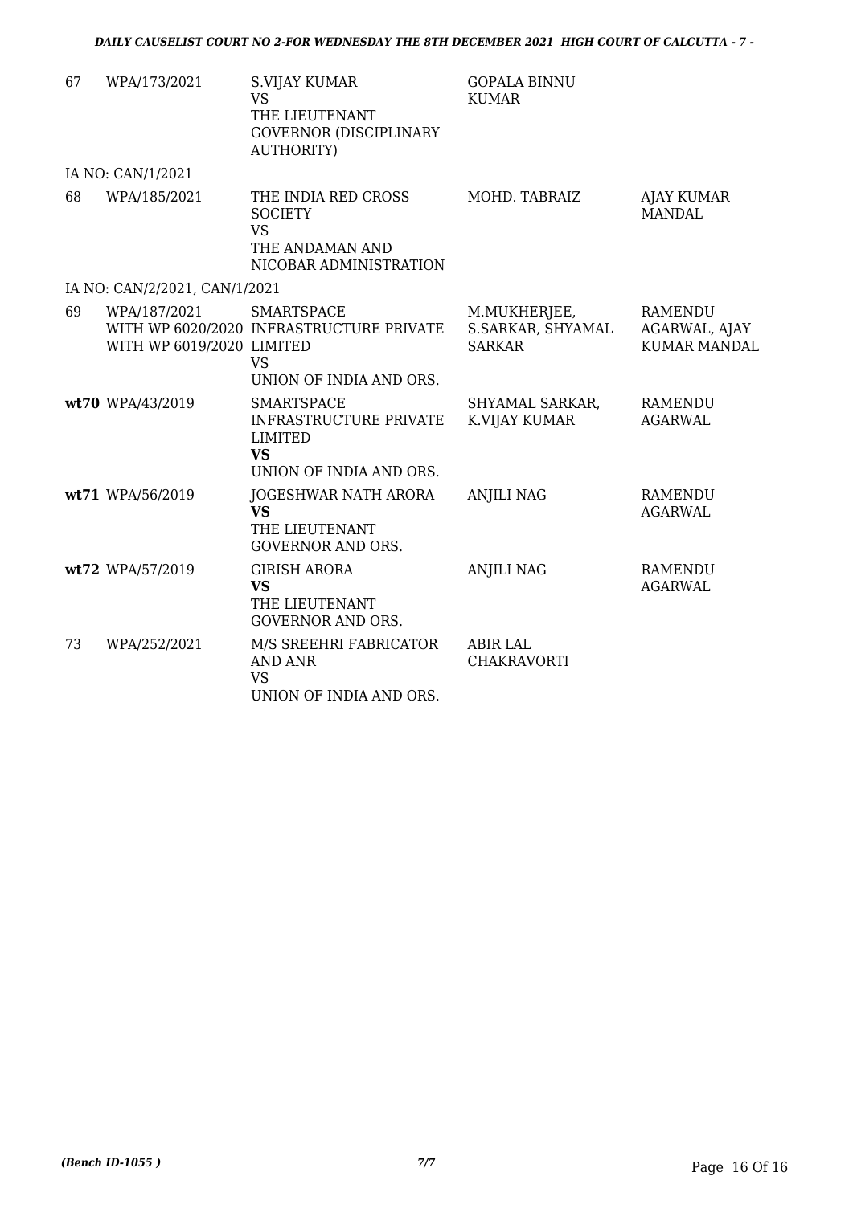| | | | | |
|---|---|---|---|---|
| 67 | WPA/173/2021 | S.VIJAY KUMAR<br>VS<br>THE LIEUTENANT GOVERNOR (DISCIPLINARY AUTHORITY) | GOPALA BINNU KUMAR | |
| | IA NO: CAN/1/2021 | | | |
| 68 | WPA/185/2021 | THE INDIA RED CROSS SOCIETY<br>VS<br>THE ANDAMAN AND NICOBAR ADMINISTRATION | MOHD. TABRAIZ | AJAY KUMAR MANDAL |
| | IA NO: CAN/2/2021, CAN/1/2021 | | | |
| 69 | WPA/187/2021<br>WITH WP 6020/2020<br>WITH WP 6019/2020 | SMARTSPACE INFRASTRUCTURE PRIVATE LIMITED<br>VS<br>UNION OF INDIA AND ORS. | M.MUKHERJEE, S.SARKAR, SHYAMAL SARKAR | RAMENDU AGARWAL, AJAY KUMAR MANDAL |
| **wt70** | WPA/43/2019 | SMARTSPACE INFRASTRUCTURE PRIVATE LIMITED<br>**VS**<br>UNION OF INDIA AND ORS. | SHYAMAL SARKAR, K.VIJAY KUMAR | RAMENDU AGARWAL |
| **wt71** | WPA/56/2019 | JOGESHWAR NATH ARORA<br>**VS**<br>THE LIEUTENANT GOVERNOR AND ORS. | ANJILI NAG | RAMENDU AGARWAL |
| **wt72** | WPA/57/2019 | GIRISH ARORA<br>**VS**<br>THE LIEUTENANT GOVERNOR AND ORS. | ANJILI NAG | RAMENDU AGARWAL |
| 73 | WPA/252/2021 | M/S SREEHRI FABRICATOR AND ANR<br>VS<br>UNION OF INDIA AND ORS. | ABIR LAL CHAKRAVORTI | |